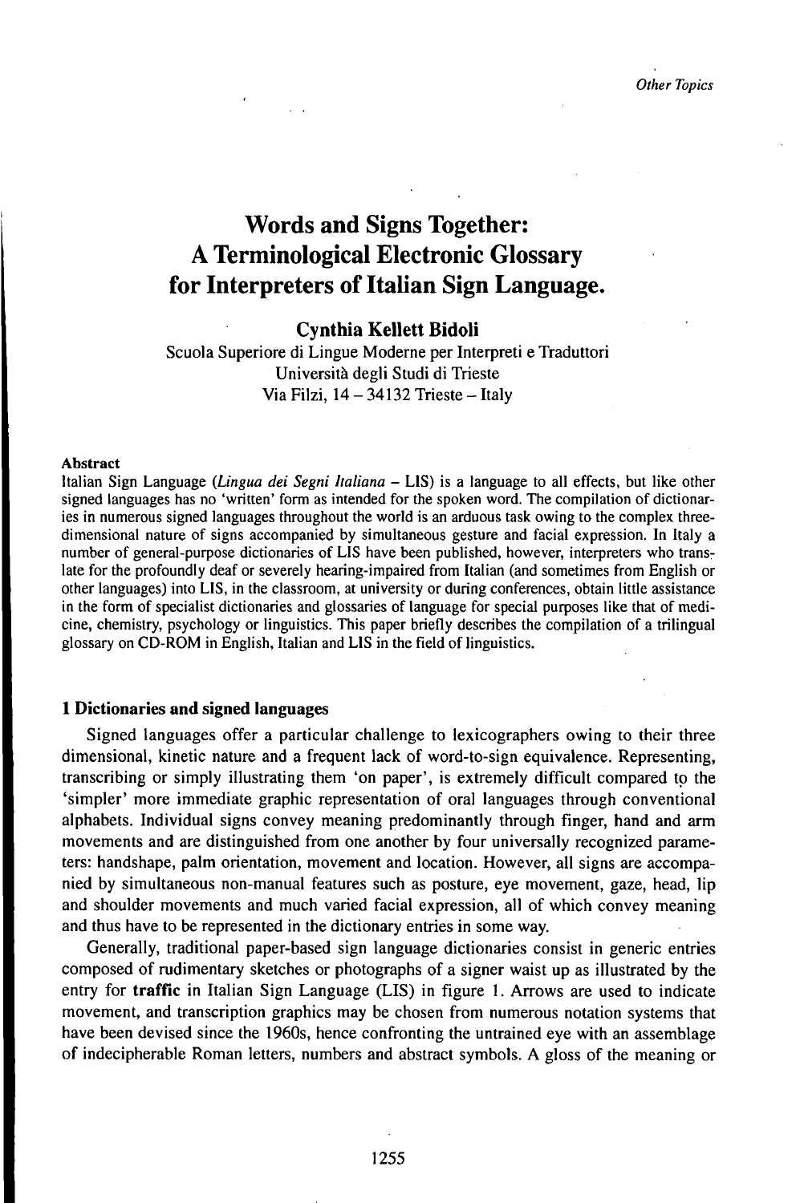# Words and Signs Together: A Terminological Electronic Glossary for Interpreters of Italian Sign Language.

**Cynthia Kellett Bidoli**

Scuola Superiore di Lingue Moderne per Interpreti e Traduttori
Università degli Studi di Trieste
Via Filzi, 14 – 34132 Trieste – Italy

**Abstract**

Italian Sign Language (*Lingua dei Segni Italiana* – LIS) is a language to all effects, but like other signed languages has no 'written' form as intended for the spoken word. The compilation of dictionaries in numerous signed languages throughout the world is an arduous task owing to the complex three-dimensional nature of signs accompanied by simultaneous gesture and facial expression. In Italy a number of general-purpose dictionaries of LIS have been published, however, interpreters who translate for the profoundly deaf or severely hearing-impaired from Italian (and sometimes from English or other languages) into LIS, in the classroom, at university or during conferences, obtain little assistance in the form of specialist dictionaries and glossaries of language for special purposes like that of medicine, chemistry, psychology or linguistics. This paper briefly describes the compilation of a trilingual glossary on CD-ROM in English, Italian and LIS in the field of linguistics.

## 1 Dictionaries and signed languages

Signed languages offer a particular challenge to lexicographers owing to their three dimensional, kinetic nature and a frequent lack of word-to-sign equivalence. Representing, transcribing or simply illustrating them 'on paper', is extremely difficult compared to the 'simpler' more immediate graphic representation of oral languages through conventional alphabets. Individual signs convey meaning predominantly through finger, hand and arm movements and are distinguished from one another by four universally recognized parameters: handshape, palm orientation, movement and location. However, all signs are accompanied by simultaneous non-manual features such as posture, eye movement, gaze, head, lip and shoulder movements and much varied facial expression, all of which convey meaning and thus have to be represented in the dictionary entries in some way.

Generally, traditional paper-based sign language dictionaries consist in generic entries composed of rudimentary sketches or photographs of a signer waist up as illustrated by the entry for **traffic** in Italian Sign Language (LIS) in figure 1. Arrows are used to indicate movement, and transcription graphics may be chosen from numerous notation systems that have been devised since the 1960s, hence confronting the untrained eye with an assemblage of indecipherable Roman letters, numbers and abstract symbols. A gloss of the meaning or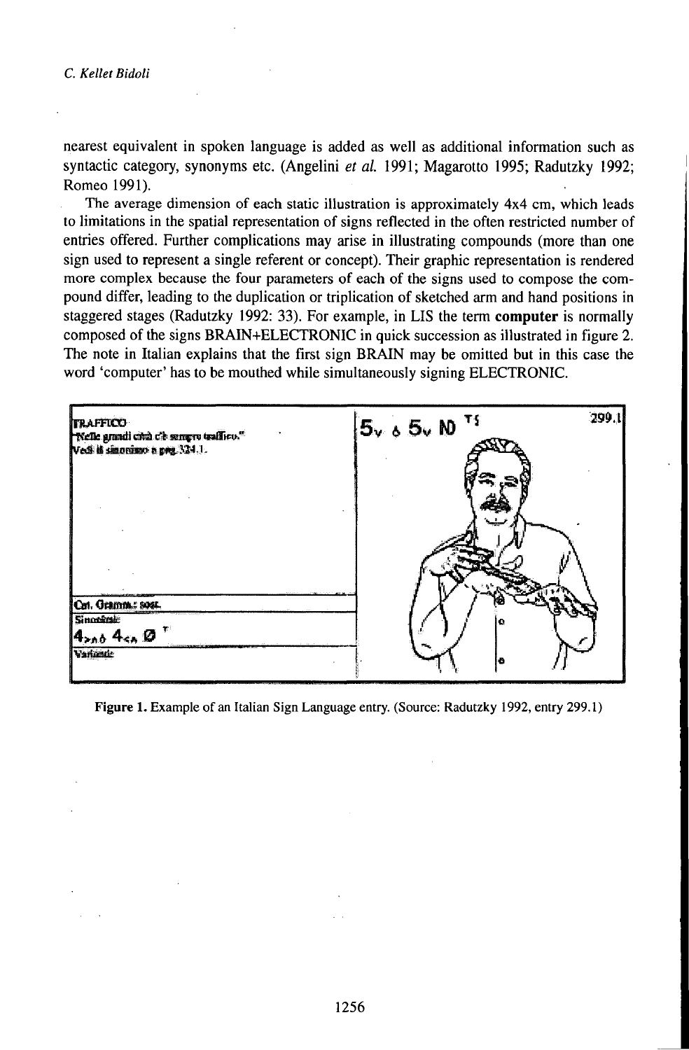nearest equivalent in spoken language is added as well as additional information such as syntactic category, synonyms etc. (Angelini *et al.* 1991; Magarotto 1995; Radutzky 1992; Romeo 1991).

The average dimension of each static illustration is approximately 4x4 cm, which leads to limitations in the spatial representation of signs reflected in the often restricted number of entries offered. Further complications may arise in illustrating compounds (more than one sign used to represent a single referent or concept). Their graphic representation is rendered more complex because the four parameters of each of the signs used to compose the compound differ, leading to the duplication or triplication of sketched arm and hand positions in staggered stages (Radutzky 1992: 33). For example, in LIS the term **computer** is normally composed of the signs BRAIN+ELECTRONIC in quick succession as illustrated in figure 2. The note in Italian explains that the first sign BRAIN may be omitted but in this case the word 'computer' has to be mouthed while simultaneously signing ELECTRONIC.

**Figure 1.** Example of an Italian Sign Language entry. (Source: Radutzky 1992, entry 299.1)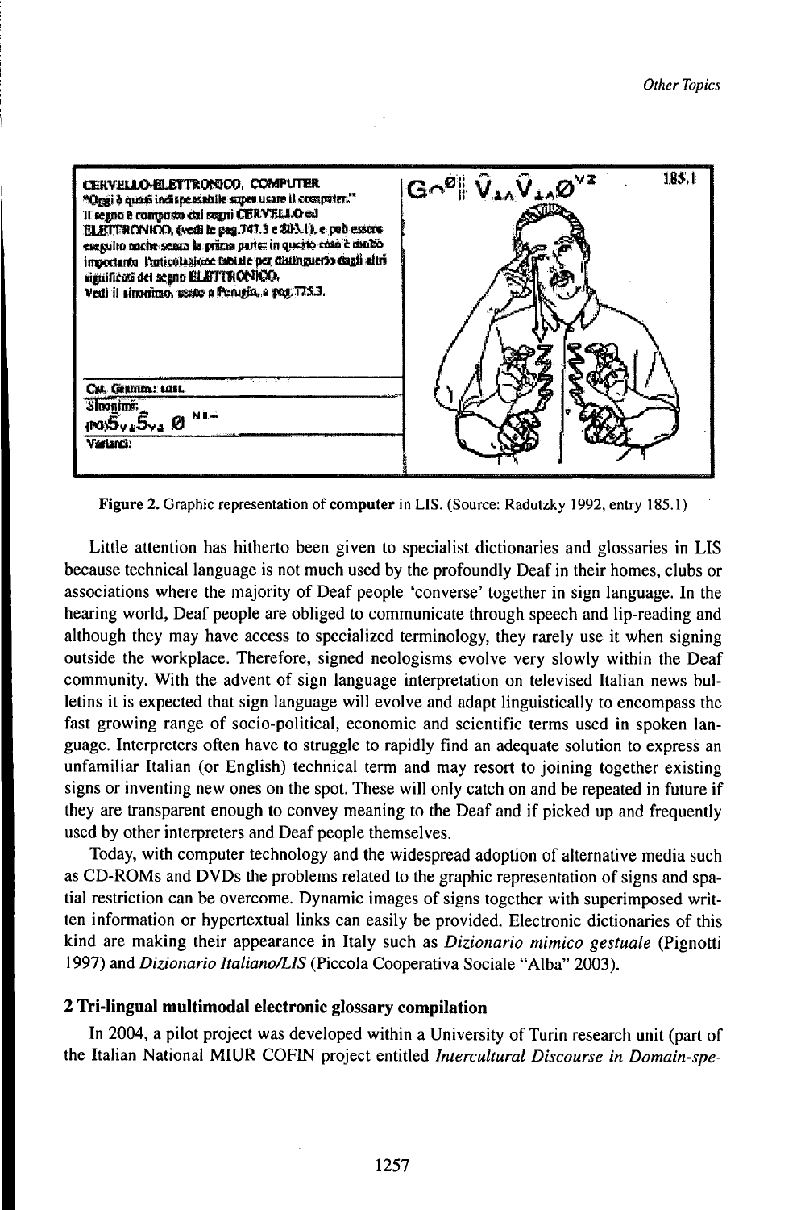Figure 2. Graphic representation of **computer** in LIS. (Source: Radutzky 1992, entry 185.1)

Little attention has hitherto been given to specialist dictionaries and glossaries in LIS because technical language is not much used by the profoundly Deaf in their homes, clubs or associations where the majority of Deaf people 'converse' together in sign language. In the hearing world, Deaf people are obliged to communicate through speech and lip-reading and although they may have access to specialized terminology, they rarely use it when signing outside the workplace. Therefore, signed neologisms evolve very slowly within the Deaf community. With the advent of sign language interpretation on televised Italian news bulletins it is expected that sign language will evolve and adapt linguistically to encompass the fast growing range of socio-political, economic and scientific terms used in spoken language. Interpreters often have to struggle to rapidly find an adequate solution to express an unfamiliar Italian (or English) technical term and may resort to joining together existing signs or inventing new ones on the spot. These will only catch on and be repeated in future if they are transparent enough to convey meaning to the Deaf and if picked up and frequently used by other interpreters and Deaf people themselves.

Today, with computer technology and the widespread adoption of alternative media such as CD-ROMs and DVDs the problems related to the graphic representation of signs and spatial restriction can be overcome. Dynamic images of signs together with superimposed written information or hypertextual links can easily be provided. Electronic dictionaries of this kind are making their appearance in Italy such as *Dizionario mimico gestuale* (Pignotti 1997) and *Dizionario Italiano/LIS* (Piccola Cooperativa Sociale "Alba" 2003).

## 2 Tri-lingual multimodal electronic glossary compilation

In 2004, a pilot project was developed within a University of Turin research unit (part of the Italian National MIUR COFIN project entitled *Intercultural Discourse in Domain-spe-*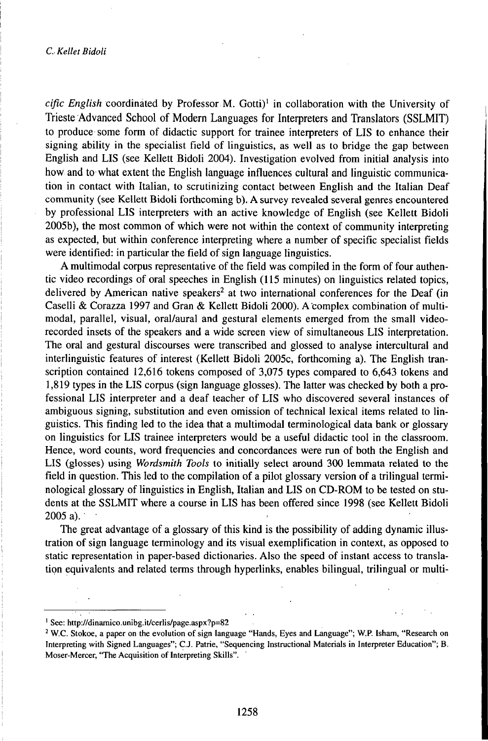*cific English* coordinated by Professor M. Gotti)[1] in collaboration with the University of Trieste Advanced School of Modern Languages for Interpreters and Translators (SSLMIT) to produce some form of didactic support for trainee interpreters of LIS to enhance their signing ability in the specialist field of linguistics, as well as to bridge the gap between English and LIS (see Kellett Bidoli 2004). Investigation evolved from initial analysis into how and to what extent the English language influences cultural and linguistic communication in contact with Italian, to scrutinizing contact between English and the Italian Deaf community (see Kellett Bidoli forthcoming b). A survey revealed several genres encountered by professional LIS interpreters with an active knowledge of English (see Kellett Bidoli 2005b), the most common of which were not within the context of community interpreting as expected, but within conference interpreting where a number of specific specialist fields were identified: in particular the field of sign language linguistics.

A multimodal corpus representative of the field was compiled in the form of four authentic video recordings of oral speeches in English (115 minutes) on linguistics related topics, delivered by American native speakers[2] at two international conferences for the Deaf (in Caselli & Corazza 1997 and Gran & Kellett Bidoli 2000). A complex combination of multimodal, parallel, visual, oral/aural and gestural elements emerged from the small video-recorded insets of the speakers and a wide screen view of simultaneous LIS interpretation. The oral and gestural discourses were transcribed and glossed to analyse intercultural and interlinguistic features of interest (Kellett Bidoli 2005c, forthcoming a). The English transcription contained 12,616 tokens composed of 3,075 types compared to 6,643 tokens and 1,819 types in the LIS corpus (sign language glosses). The latter was checked by both a professional LIS interpreter and a deaf teacher of LIS who discovered several instances of ambiguous signing, substitution and even omission of technical lexical items related to linguistics. This finding led to the idea that a multimodal terminological data bank or glossary on linguistics for LIS trainee interpreters would be a useful didactic tool in the classroom. Hence, word counts, word frequencies and concordances were run of both the English and LIS (glosses) using *Wordsmith Tools* to initially select around 300 lemmata related to the field in question. This led to the compilation of a pilot glossary version of a trilingual terminological glossary of linguistics in English, Italian and LIS on CD-ROM to be tested on students at the SSLMIT where a course in LIS has been offered since 1998 (see Kellett Bidoli 2005 a).

The great advantage of a glossary of this kind is the possibility of adding dynamic illustration of sign language terminology and its visual exemplification in context, as opposed to static representation in paper-based dictionaries. Also the speed of instant access to translation equivalents and related terms through hyperlinks, enables bilingual, trilingual or multi-

---

[1] See: http://dinamico.unibg.it/cerlis/page.aspx?p=82

[2] W.C. Stokoe, a paper on the evolution of sign language "Hands, Eyes and Language"; W.P. Isham, "Research on Interpreting with Signed Languages"; C.J. Patrie, "Sequencing Instructional Materials in Interpreter Education"; B. Moser-Mercer, "The Acquisition of Interpreting Skills".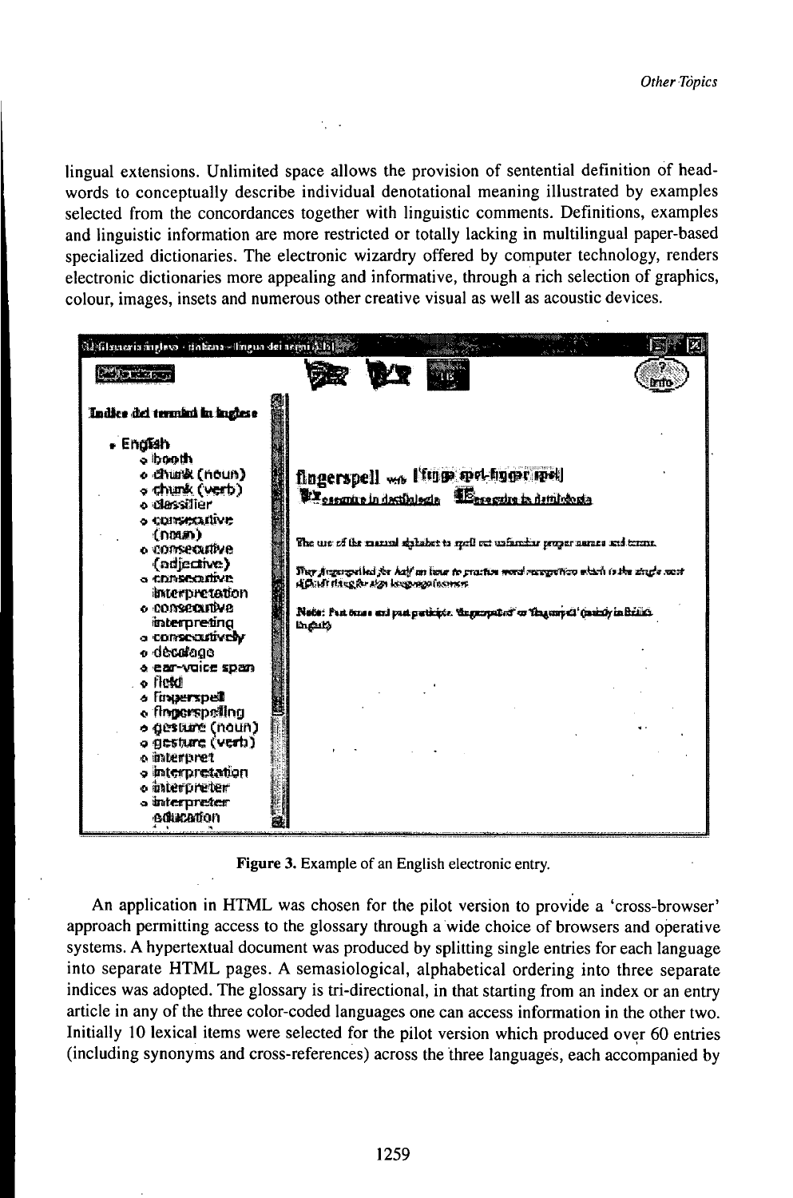lingual extensions. Unlimited space allows the provision of sentential definition of headwords to conceptually describe individual denotational meaning illustrated by examples selected from the concordances together with linguistic comments. Definitions, examples and linguistic information are more restricted or totally lacking in multilingual paper-based specialized dictionaries. The electronic wizardry offered by computer technology, renders electronic dictionaries more appealing and informative, through a rich selection of graphics, colour, images, insets and numerous other creative visual as well as acoustic devices.

**Figure 3.** Example of an English electronic entry.

An application in HTML was chosen for the pilot version to provide a 'cross-browser' approach permitting access to the glossary through a wide choice of browsers and operative systems. A hypertextual document was produced by splitting single entries for each language into separate HTML pages. A semasiological, alphabetical ordering into three separate indices was adopted. The glossary is tri-directional, in that starting from an index or an entry article in any of the three color-coded languages one can access information in the other two. Initially 10 lexical items were selected for the pilot version which produced over 60 entries (including synonyms and cross-references) across the three languages, each accompanied by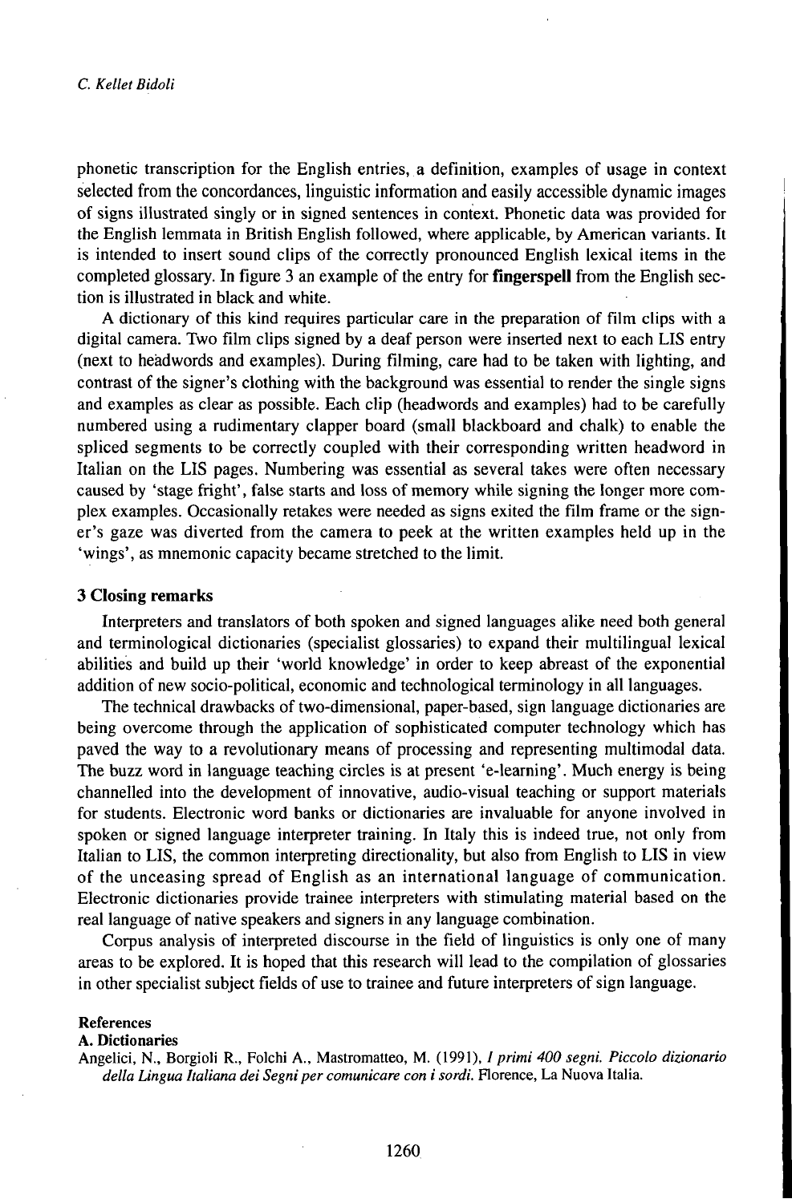phonetic transcription for the English entries, a definition, examples of usage in context selected from the concordances, linguistic information and easily accessible dynamic images of signs illustrated singly or in signed sentences in context. Phonetic data was provided for the English lemmata in British English followed, where applicable, by American variants. It is intended to insert sound clips of the correctly pronounced English lexical items in the completed glossary. In figure 3 an example of the entry for **fingerspell** from the English section is illustrated in black and white.

A dictionary of this kind requires particular care in the preparation of film clips with a digital camera. Two film clips signed by a deaf person were inserted next to each LIS entry (next to headwords and examples). During filming, care had to be taken with lighting, and contrast of the signer's clothing with the background was essential to render the single signs and examples as clear as possible. Each clip (headwords and examples) had to be carefully numbered using a rudimentary clapper board (small blackboard and chalk) to enable the spliced segments to be correctly coupled with their corresponding written headword in Italian on the LIS pages. Numbering was essential as several takes were often necessary caused by 'stage fright', false starts and loss of memory while signing the longer more complex examples. Occasionally retakes were needed as signs exited the film frame or the signer's gaze was diverted from the camera to peek at the written examples held up in the 'wings', as mnemonic capacity became stretched to the limit.

## 3 Closing remarks

Interpreters and translators of both spoken and signed languages alike need both general and terminological dictionaries (specialist glossaries) to expand their multilingual lexical abilities and build up their 'world knowledge' in order to keep abreast of the exponential addition of new socio-political, economic and technological terminology in all languages.

The technical drawbacks of two-dimensional, paper-based, sign language dictionaries are being overcome through the application of sophisticated computer technology which has paved the way to a revolutionary means of processing and representing multimodal data. The buzz word in language teaching circles is at present 'e-learning'. Much energy is being channelled into the development of innovative, audio-visual teaching or support materials for students. Electronic word banks or dictionaries are invaluable for anyone involved in spoken or signed language interpreter training. In Italy this is indeed true, not only from Italian to LIS, the common interpreting directionality, but also from English to LIS in view of the unceasing spread of English as an international language of communication. Electronic dictionaries provide trainee interpreters with stimulating material based on the real language of native speakers and signers in any language combination.

Corpus analysis of interpreted discourse in the field of linguistics is only one of many areas to be explored. It is hoped that this research will lead to the compilation of glossaries in other specialist subject fields of use to trainee and future interpreters of sign language.

## References

### A. Dictionaries

Angelici, N., Borgioli R., Folchi A., Mastromatteo, M. (1991), *I primi 400 segni. Piccolo dizionario della Lingua Italiana dei Segni per comunicare con i sordi*. Florence, La Nuova Italia.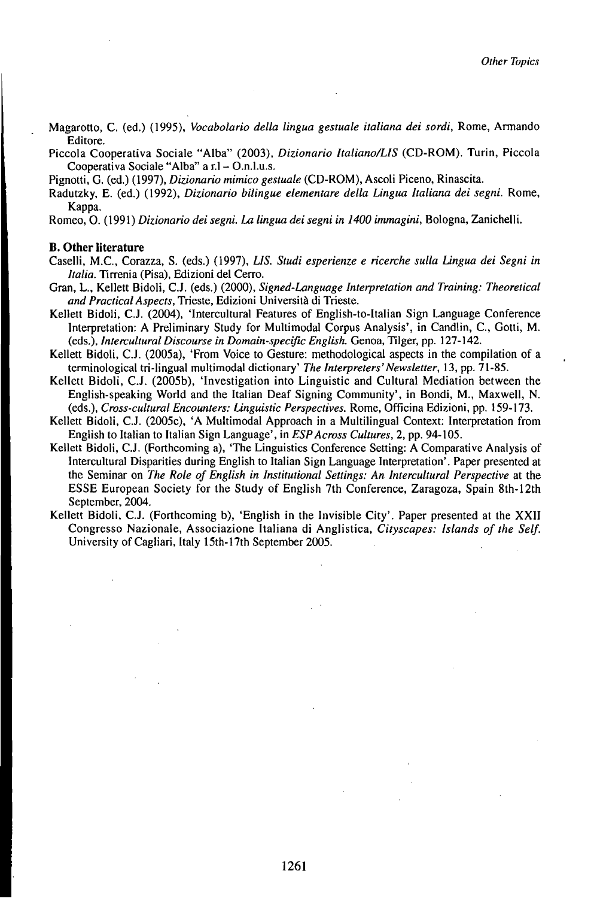Magarotto, C. (ed.) (1995), *Vocabolario della lingua gestuale italiana dei sordi*, Rome, Armando Editore.

Piccola Cooperativa Sociale "Alba" (2003), *Dizionario Italiano/LIS* (CD-ROM). Turin, Piccola Cooperativa Sociale "Alba" a r.l – O.n.l.u.s.

Pignotti, G. (ed.) (1997), *Dizionario mimico gestuale* (CD-ROM), Ascoli Piceno, Rinascita.

Radutzky, E. (ed.) (1992), *Dizionario bilingue elementare della Lingua Italiana dei segni*. Rome, Kappa.

Romeo, O. (1991) *Dizionario dei segni. La lingua dei segni in 1400 immagini*, Bologna, Zanichelli.

**B. Other literature**

Caselli, M.C., Corazza, S. (eds.) (1997), *LIS. Studi esperienze e ricerche sulla Lingua dei Segni in Italia*. Tirrenia (Pisa), Edizioni del Cerro.

Gran, L., Kellett Bidoli, C.J. (eds.) (2000), *Signed-Language Interpretation and Training: Theoretical and Practical Aspects*, Trieste, Edizioni Università di Trieste.

Kellett Bidoli, C.J. (2004), 'Intercultural Features of English-to-Italian Sign Language Conference Interpretation: A Preliminary Study for Multimodal Corpus Analysis', in Candlin, C., Gotti, M. (eds.), *Intercultural Discourse in Domain-specific English*. Genoa, Tilger, pp. 127-142.

Kellett Bidoli, C.J. (2005a), 'From Voice to Gesture: methodological aspects in the compilation of a terminological tri-lingual multimodal dictionary' *The Interpreters' Newsletter*, 13, pp. 71-85.

Kellett Bidoli, C.J. (2005b), 'Investigation into Linguistic and Cultural Mediation between the English-speaking World and the Italian Deaf Signing Community', in Bondi, M., Maxwell, N. (eds.), *Cross-cultural Encounters: Linguistic Perspectives*. Rome, Officina Edizioni, pp. 159-173.

Kellett Bidoli, C.J. (2005c), 'A Multimodal Approach in a Multilingual Context: Interpretation from English to Italian to Italian Sign Language', in *ESP Across Cultures*, 2, pp. 94-105.

Kellett Bidoli, C.J. (Forthcoming a), 'The Linguistics Conference Setting: A Comparative Analysis of Intercultural Disparities during English to Italian Sign Language Interpretation'. Paper presented at the Seminar on *The Role of English in Institutional Settings: An Intercultural Perspective* at the ESSE European Society for the Study of English 7th Conference, Zaragoza, Spain 8th-12th September, 2004.

Kellett Bidoli, C.J. (Forthcoming b), 'English in the Invisible City'. Paper presented at the XXII Congresso Nazionale, Associazione Italiana di Anglistica, *Cityscapes: Islands of the Self*. University of Cagliari, Italy 15th-17th September 2005.